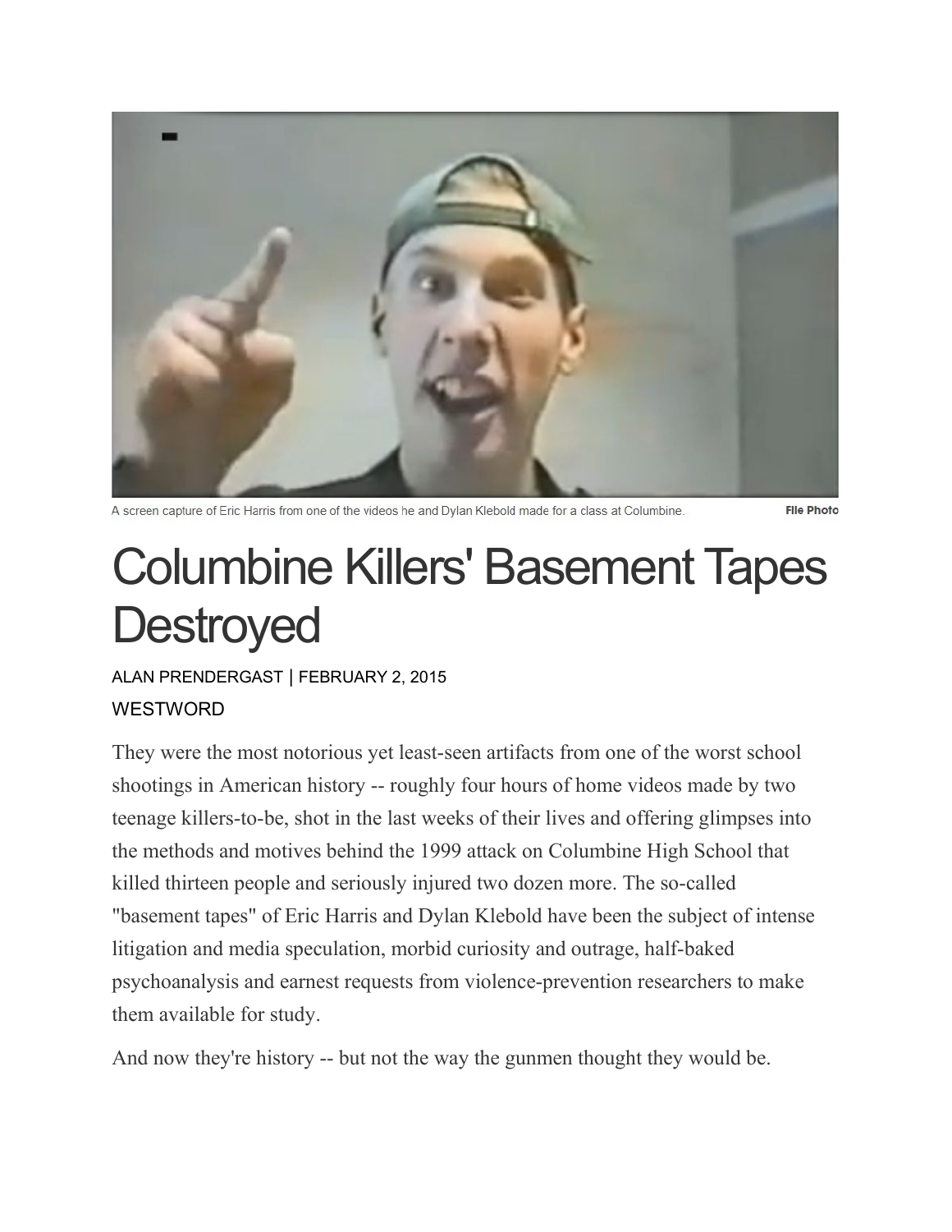A screen capture of Eric Harris from one of the videos he and Dylan Klebold made for a class at Columbine. File Photo

# Columbine Killers' Basement Tapes Destroyed

ALAN PRENDERGAST | FEBRUARY 2, 2015

WESTWORD

They were the most notorious yet least-seen artifacts from one of the worst school shootings in American history -- roughly four hours of home videos made by two teenage killers-to-be, shot in the last weeks of their lives and offering glimpses into the methods and motives behind the 1999 attack on Columbine High School that killed thirteen people and seriously injured two dozen more. The so-called "basement tapes" of Eric Harris and Dylan Klebold have been the subject of intense litigation and media speculation, morbid curiosity and outrage, half-baked psychoanalysis and earnest requests from violence-prevention researchers to make them available for study.

And now they're history -- but not the way the gunmen thought they would be.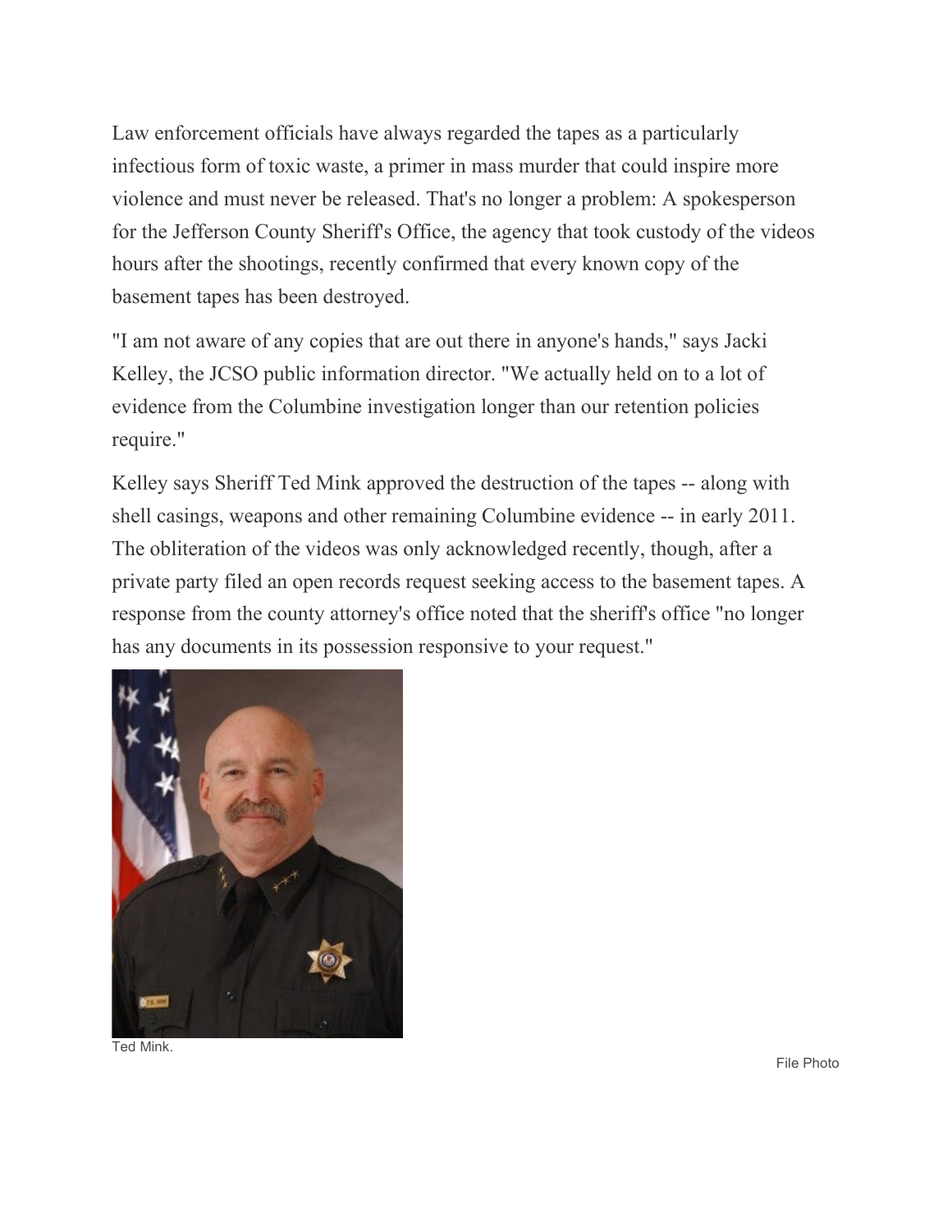Law enforcement officials have always regarded the tapes as a particularly infectious form of toxic waste, a primer in mass murder that could inspire more violence and must never be released. That's no longer a problem: A spokesperson for the Jefferson County Sheriff's Office, the agency that took custody of the videos hours after the shootings, recently confirmed that every known copy of the basement tapes has been destroyed.

"I am not aware of any copies that are out there in anyone's hands," says Jacki Kelley, the JCSO public information director. "We actually held on to a lot of evidence from the Columbine investigation longer than our retention policies require."

Kelley says Sheriff Ted Mink approved the destruction of the tapes -- along with shell casings, weapons and other remaining Columbine evidence -- in early 2011. The obliteration of the videos was only acknowledged recently, though, after a private party filed an open records request seeking access to the basement tapes. A response from the county attorney's office noted that the sheriff's office "no longer has any documents in its possession responsive to your request."

Ted Mink.

File Photo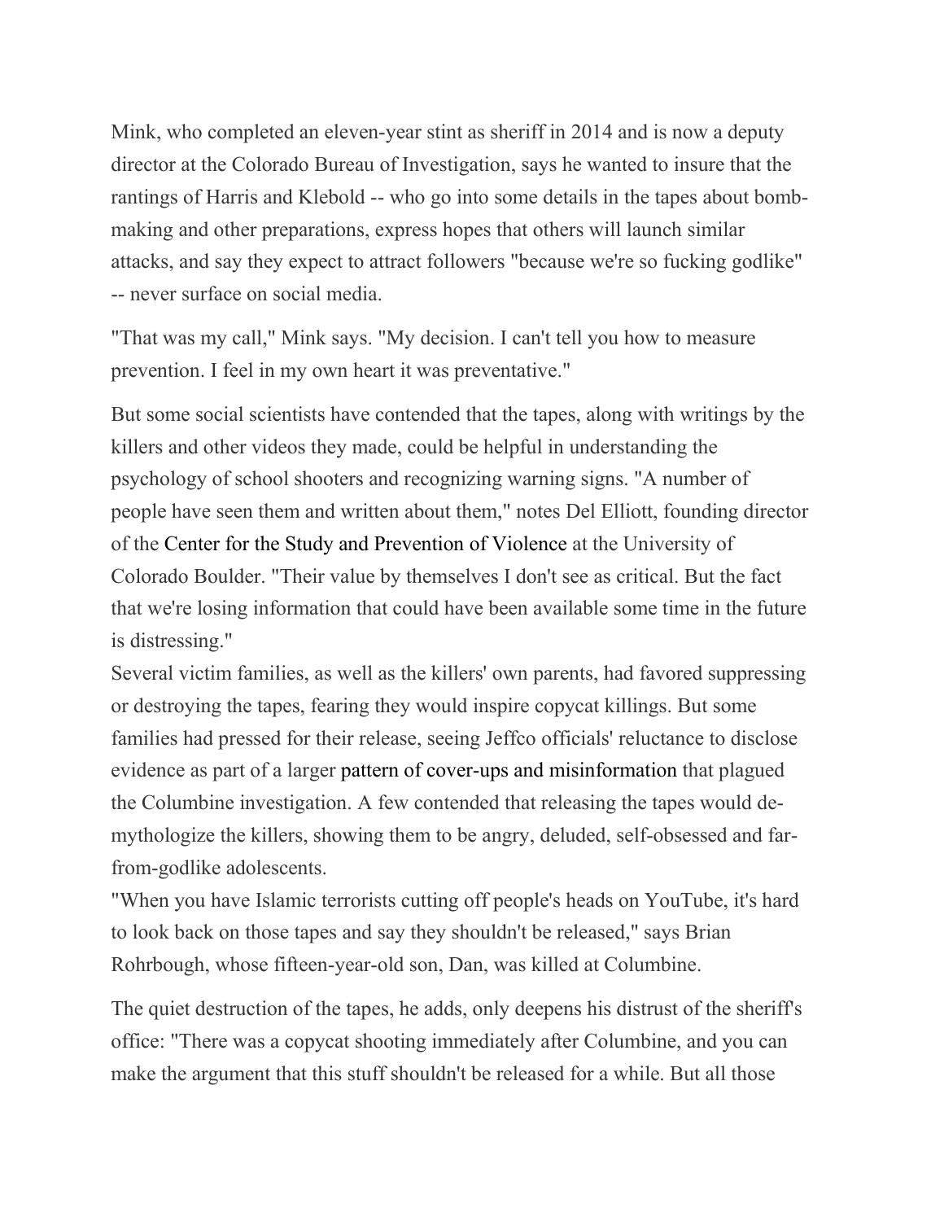Mink, who completed an eleven-year stint as sheriff in 2014 and is now a deputy director at the Colorado Bureau of Investigation, says he wanted to insure that the rantings of Harris and Klebold -- who go into some details in the tapes about bomb-making and other preparations, express hopes that others will launch similar attacks, and say they expect to attract followers "because we're so fucking godlike" -- never surface on social media.

"That was my call," Mink says. "My decision. I can't tell you how to measure prevention. I feel in my own heart it was preventative."

But some social scientists have contended that the tapes, along with writings by the killers and other videos they made, could be helpful in understanding the psychology of school shooters and recognizing warning signs. "A number of people have seen them and written about them," notes Del Elliott, founding director of the Center for the Study and Prevention of Violence at the University of Colorado Boulder. "Their value by themselves I don't see as critical. But the fact that we're losing information that could have been available some time in the future is distressing."

Several victim families, as well as the killers' own parents, had favored suppressing or destroying the tapes, fearing they would inspire copycat killings. But some families had pressed for their release, seeing Jeffco officials' reluctance to disclose evidence as part of a larger pattern of cover-ups and misinformation that plagued the Columbine investigation. A few contended that releasing the tapes would de-mythologize the killers, showing them to be angry, deluded, self-obsessed and far-from-godlike adolescents.

"When you have Islamic terrorists cutting off people's heads on YouTube, it's hard to look back on those tapes and say they shouldn't be released," says Brian Rohrbough, whose fifteen-year-old son, Dan, was killed at Columbine.

The quiet destruction of the tapes, he adds, only deepens his distrust of the sheriff's office: "There was a copycat shooting immediately after Columbine, and you can make the argument that this stuff shouldn't be released for a while. But all those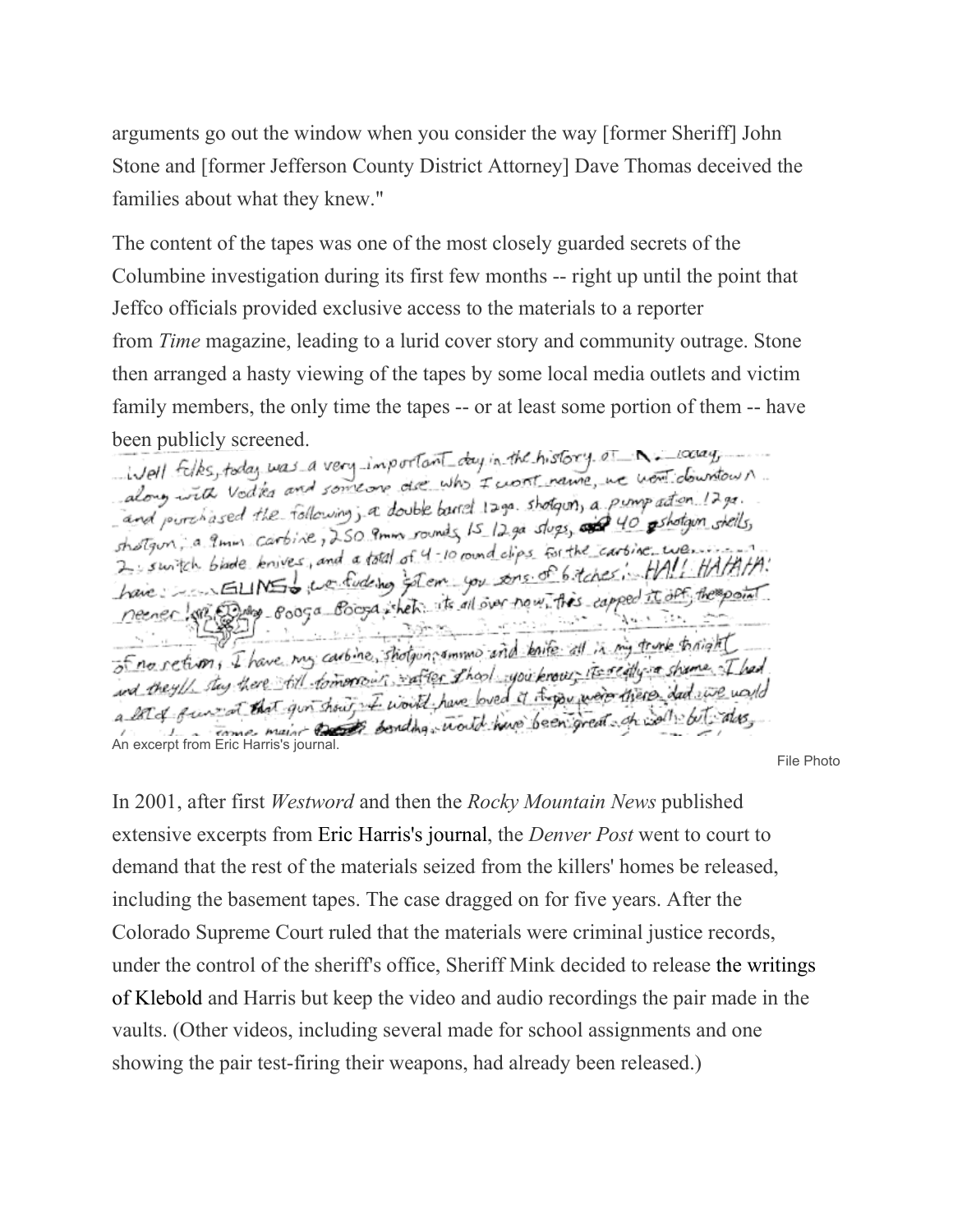arguments go out the window when you consider the way [former Sheriff] John Stone and [former Jefferson County District Attorney] Dave Thomas deceived the families about what they knew."

The content of the tapes was one of the most closely guarded secrets of the Columbine investigation during its first few months -- right up until the point that Jeffco officials provided exclusive access to the materials to a reporter from *Time* magazine, leading to a lurid cover story and community outrage. Stone then arranged a hasty viewing of the tapes by some local media outlets and victim family members, the only time the tapes -- or at least some portion of them -- have been publicly screened.

An excerpt from Eric Harris's journal.

File Photo

In 2001, after first *Westword* and then the *Rocky Mountain News* published extensive excerpts from Eric Harris's journal, the *Denver Post* went to court to demand that the rest of the materials seized from the killers' homes be released, including the basement tapes. The case dragged on for five years. After the Colorado Supreme Court ruled that the materials were criminal justice records, under the control of the sheriff's office, Sheriff Mink decided to release the writings of Klebold and Harris but keep the video and audio recordings the pair made in the vaults. (Other videos, including several made for school assignments and one showing the pair test-firing their weapons, had already been released.)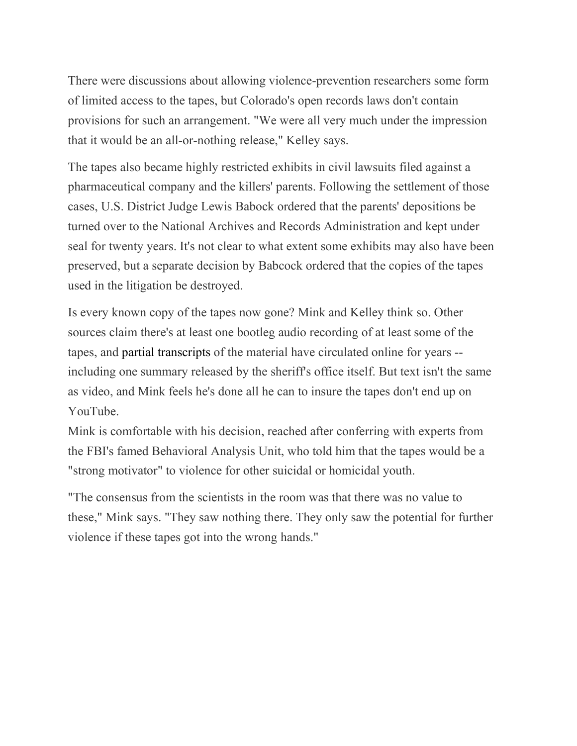There were discussions about allowing violence-prevention researchers some form of limited access to the tapes, but Colorado's open records laws don't contain provisions for such an arrangement. "We were all very much under the impression that it would be an all-or-nothing release," Kelley says.

The tapes also became highly restricted exhibits in civil lawsuits filed against a pharmaceutical company and the killers' parents. Following the settlement of those cases, U.S. District Judge Lewis Babock ordered that the parents' depositions be turned over to the National Archives and Records Administration and kept under seal for twenty years. It's not clear to what extent some exhibits may also have been preserved, but a separate decision by Babcock ordered that the copies of the tapes used in the litigation be destroyed.

Is every known copy of the tapes now gone? Mink and Kelley think so. Other sources claim there's at least one bootleg audio recording of at least some of the tapes, and partial transcripts of the material have circulated online for years -- including one summary released by the sheriff's office itself. But text isn't the same as video, and Mink feels he's done all he can to insure the tapes don't end up on YouTube.

Mink is comfortable with his decision, reached after conferring with experts from the FBI's famed Behavioral Analysis Unit, who told him that the tapes would be a "strong motivator" to violence for other suicidal or homicidal youth.

"The consensus from the scientists in the room was that there was no value to these," Mink says. "They saw nothing there. They only saw the potential for further violence if these tapes got into the wrong hands."